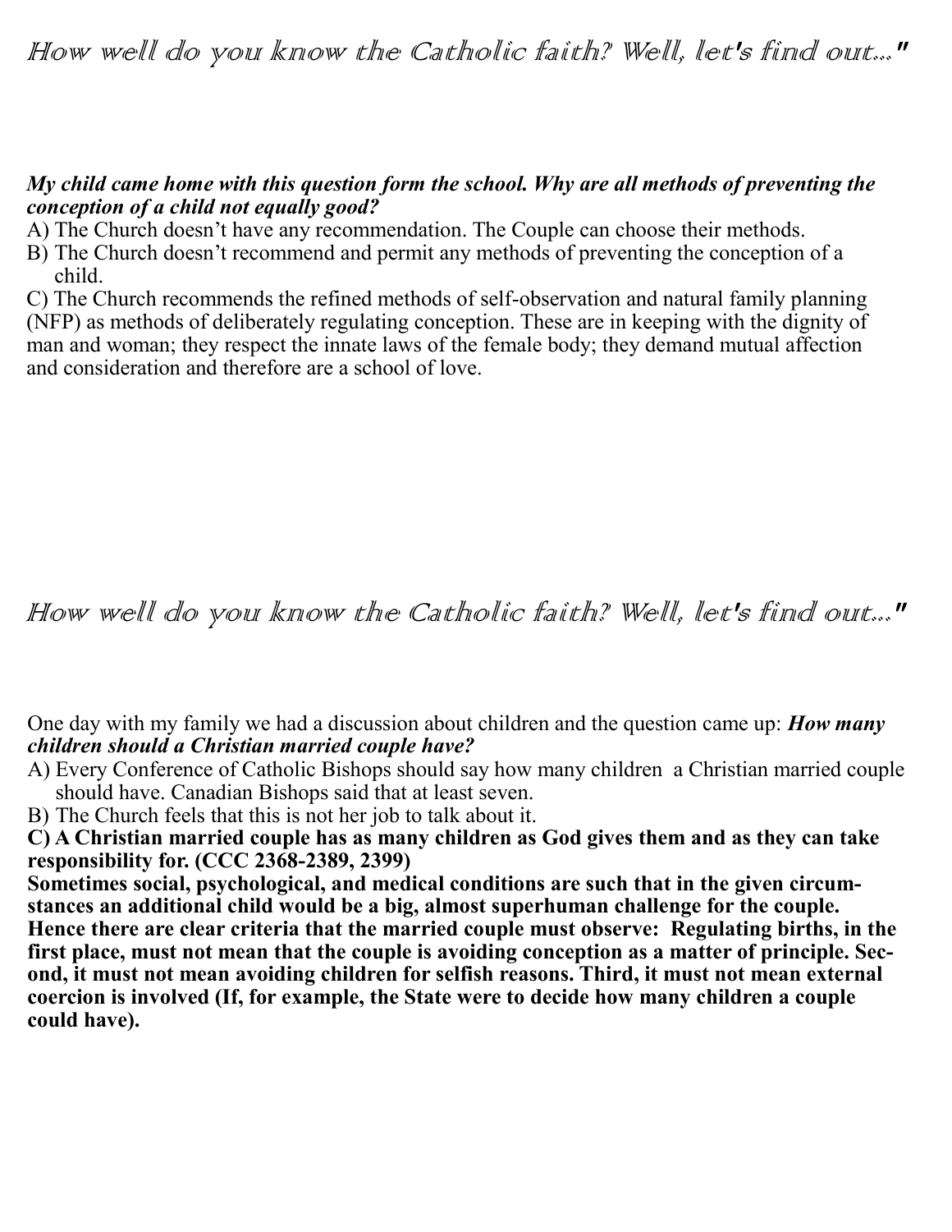# How well do you know the Catholic faith? Well, let's find out..."

***My child came home with this question form the school. Why are all methods of preventing the conception of a child not equally good?***

A) The Church doesn't have any recommendation. The Couple can choose their methods.

B) The Church doesn't recommend and permit any methods of preventing the conception of a child.

C) The Church recommends the refined methods of self-observation and natural family planning (NFP) as methods of deliberately regulating conception. These are in keeping with the dignity of man and woman; they respect the innate laws of the female body; they demand mutual affection and consideration and therefore are a school of love.

# How well do you know the Catholic faith? Well, let's find out..."

One day with my family we had a discussion about children and the question came up: ***How many children should a Christian married couple have?***

A) Every Conference of Catholic Bishops should say how many children a Christian married couple should have. Canadian Bishops said that at least seven.

B) The Church feels that this is not her job to talk about it.

**C) A Christian married couple has as many children as God gives them and as they can take responsibility for. (CCC 2368-2389, 2399)**

**Sometimes social, psychological, and medical conditions are such that in the given circumstances an additional child would be a big, almost superhuman challenge for the couple. Hence there are clear criteria that the married couple must observe: Regulating births, in the first place, must not mean that the couple is avoiding conception as a matter of principle. Second, it must not mean avoiding children for selfish reasons. Third, it must not mean external coercion is involved (If, for example, the State were to decide how many children a couple could have).**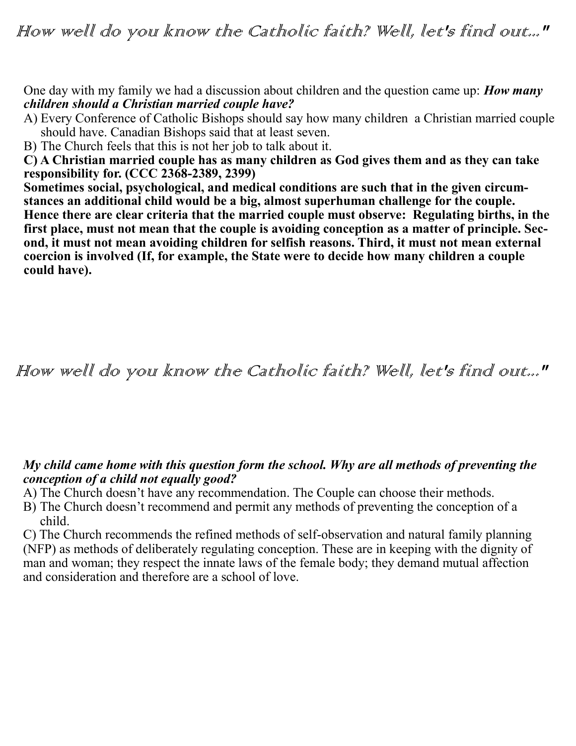# How well do you know the Catholic faith? Well, let's find out..."

One day with my family we had a discussion about children and the question came up: ***How many children should a Christian married couple have?***

A) Every Conference of Catholic Bishops should say how many children a Christian married couple should have. Canadian Bishops said that at least seven.

B) The Church feels that this is not her job to talk about it.

**C) A Christian married couple has as many children as God gives them and as they can take responsibility for. (CCC 2368-2389, 2399)**

**Sometimes social, psychological, and medical conditions are such that in the given circumstances an additional child would be a big, almost superhuman challenge for the couple. Hence there are clear criteria that the married couple must observe: Regulating births, in the first place, must not mean that the couple is avoiding conception as a matter of principle. Second, it must not mean avoiding children for selfish reasons. Third, it must not mean external coercion is involved (If, for example, the State were to decide how many children a couple could have).**

# How well do you know the Catholic faith? Well, let's find out..."

***My child came home with this question form the school. Why are all methods of preventing the conception of a child not equally good?***

A) The Church doesn't have any recommendation. The Couple can choose their methods.

B) The Church doesn't recommend and permit any methods of preventing the conception of a child.

C) The Church recommends the refined methods of self-observation and natural family planning (NFP) as methods of deliberately regulating conception. These are in keeping with the dignity of man and woman; they respect the innate laws of the female body; they demand mutual affection and consideration and therefore are a school of love.